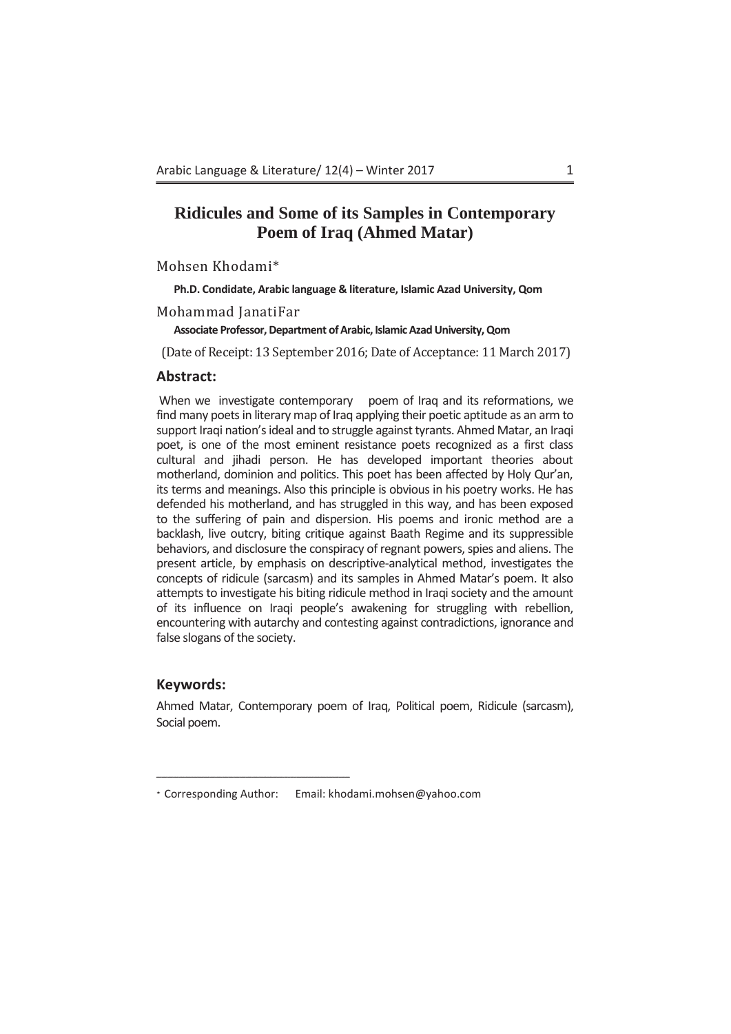# Ridicules and Some of its Samples in Contemporary Poem of Iraq (Ahmed Matar)

Mohsen Khodami*

**Ph.D. Condidate, Arabic language & literature, Islamic Azad University, Qom**

Mohammad JanatiFar

**Associate Professor, Department of Arabic, Islamic Azad University, Qom**

(Date of Receipt: 13 September 2016; Date of Acceptance: 11 March 2017)

## Abstract:

When we investigate contemporary poem of Iraq and its reformations, we find many poets in literary map of Iraq applying their poetic aptitude as an arm to support Iraqi nation's ideal and to struggle against tyrants. Ahmed Matar, an Iraqi poet, is one of the most eminent resistance poets recognized as a first class cultural and jihadi person. He has developed important theories about motherland, dominion and politics. This poet has been affected by Holy Qur'an, its terms and meanings. Also this principle is obvious in his poetry works. He has defended his motherland, and has struggled in this way, and has been exposed to the suffering of pain and dispersion. His poems and ironic method are a backlash, live outcry, biting critique against Baath Regime and its suppressible behaviors, and disclosure the conspiracy of regnant powers, spies and aliens. The present article, by emphasis on descriptive-analytical method, investigates the concepts of ridicule (sarcasm) and its samples in Ahmed Matar's poem. It also attempts to investigate his biting ridicule method in Iraqi society and the amount of its influence on Iraqi people's awakening for struggling with rebellion, encountering with autarchy and contesting against contradictions, ignorance and false slogans of the society.

## Keywords:

Ahmed Matar, Contemporary poem of Iraq, Political poem, Ridicule (sarcasm), Social poem.

---

* Corresponding Author: Email: khodami.mohsen@yahoo.com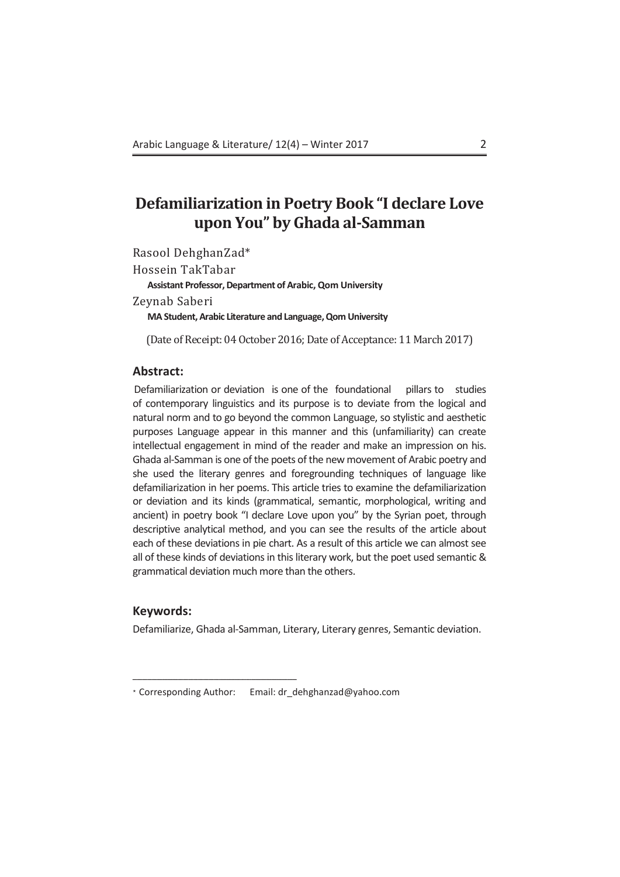# Defamiliarization in Poetry Book "I declare Love upon You" by Ghada al-Samman

Rasool DehghanZad*

Hossein TakTabar

**Assistant Professor, Department of Arabic, Qom University**

Zeynab Saberi

**MA Student, Arabic Literature and Language, Qom University**

(Date of Receipt: 04 October 2016; Date of Acceptance: 11 March 2017)

## Abstract:

Defamiliarization or deviation is one of the foundational pillars to studies of contemporary linguistics and its purpose is to deviate from the logical and natural norm and to go beyond the common Language, so stylistic and aesthetic purposes Language appear in this manner and this (unfamiliarity) can create intellectual engagement in mind of the reader and make an impression on his. Ghada al-Samman is one of the poets of the new movement of Arabic poetry and she used the literary genres and foregrounding techniques of language like defamiliarization in her poems. This article tries to examine the defamiliarization or deviation and its kinds (grammatical, semantic, morphological, writing and ancient) in poetry book "I declare Love upon you" by the Syrian poet, through descriptive analytical method, and you can see the results of the article about each of these deviations in pie chart. As a result of this article we can almost see all of these kinds of deviations in this literary work, but the poet used semantic & grammatical deviation much more than the others.

## Keywords:

Defamiliarize, Ghada al-Samman, Literary, Literary genres, Semantic deviation.

---

* Corresponding Author: Email: dr_dehghanzad@yahoo.com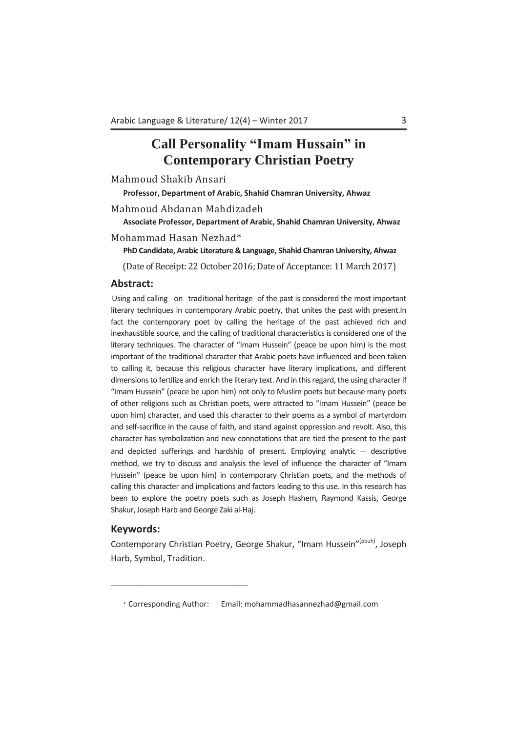# Call Personality "Imam Hussain" in Contemporary Christian Poetry

Mahmoud Shakib Ansari

**Professor, Department of Arabic, Shahid Chamran University, Ahwaz**

Mahmoud Abdanan Mahdizadeh

**Associate Professor, Department of Arabic, Shahid Chamran University, Ahwaz**

Mohammad Hasan Nezhad*

**PhD Candidate, Arabic Literature & Language, Shahid Chamran University, Ahwaz**

(Date of Receipt: 22 October 2016; Date of Acceptance: 11 March 2017)

## Abstract:

Using and calling on traditional heritage of the past is considered the most important literary techniques in contemporary Arabic poetry, that unites the past with present.In fact the contemporary poet by calling the heritage of the past achieved rich and inexhaustible source, and the calling of traditional characteristics is considered one of the literary techniques. The character of "Imam Hussein" (peace be upon him) is the most important of the traditional character that Arabic poets have influenced and been taken to calling it, because this religious character have literary implications, and different dimensions to fertilize and enrich the literary text. And in this regard, the using character if "Imam Hussein" (peace be upon him) not only to Muslim poets but because many poets of other religions such as Christian poets, were attracted to "Imam Hussein" (peace be upon him) character, and used this character to their poems as a symbol of martyrdom and self-sacrifice in the cause of faith, and stand against oppression and revolt. Also, this character has symbolization and new connotations that are tied the present to the past and depicted sufferings and hardship of present. Employing analytic – descriptive method, we try to discuss and analysis the level of influence the character of "Imam Hussein" (peace be upon him) in contemporary Christian poets, and the methods of calling this character and implications and factors leading to this use. In this research has been to explore the poetry poets such as Joseph Hashem, Raymond Kassis, George Shakur, Joseph Harb and George Zaki al-Haj.

## Keywords:

Contemporary Christian Poetry, George Shakur, "Imam Hussein"(pbuh), Joseph Harb, Symbol, Tradition.

---

* Corresponding Author: Email: mohammadhasannezhad@gmail.com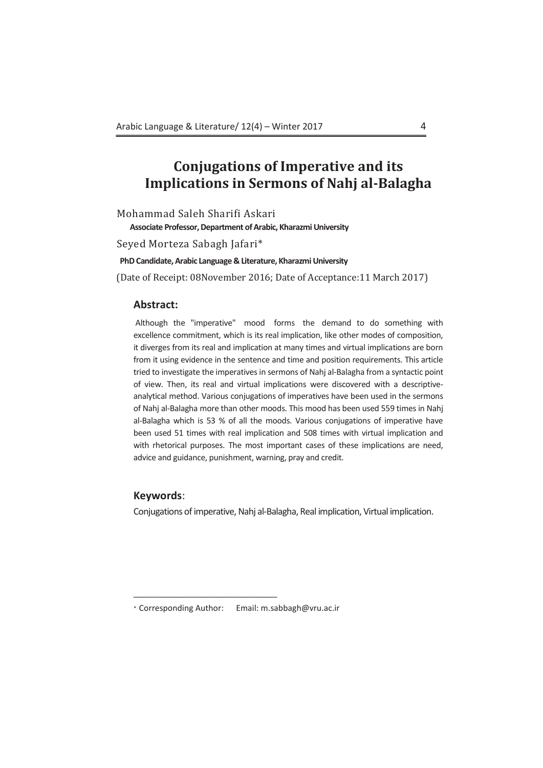# Conjugations of Imperative and its Implications in Sermons of Nahj al-Balagha

Mohammad Saleh Sharifi Askari

**Associate Professor, Department of Arabic, Kharazmi University**

Seyed Morteza Sabagh Jafari*

**PhD Candidate, Arabic Language & Literature, Kharazmi University**

(Date of Receipt: 08November 2016; Date of Acceptance:11 March 2017)

## Abstract:

Although the "imperative" mood forms the demand to do something with excellence commitment, which is its real implication, like other modes of composition, it diverges from its real and implication at many times and virtual implications are born from it using evidence in the sentence and time and position requirements. This article tried to investigate the imperatives in sermons of Nahj al-Balagha from a syntactic point of view. Then, its real and virtual implications were discovered with a descriptive-analytical method. Various conjugations of imperatives have been used in the sermons of Nahj al-Balagha more than other moods. This mood has been used 559 times in Nahj al-Balagha which is 53 % of all the moods. Various conjugations of imperative have been used 51 times with real implication and 508 times with virtual implication and with rhetorical purposes. The most important cases of these implications are need, advice and guidance, punishment, warning, pray and credit.

## Keywords:

Conjugations of imperative, Nahj al-Balagha, Real implication, Virtual implication.

---

* Corresponding Author: Email: m.sabbagh@vru.ac.ir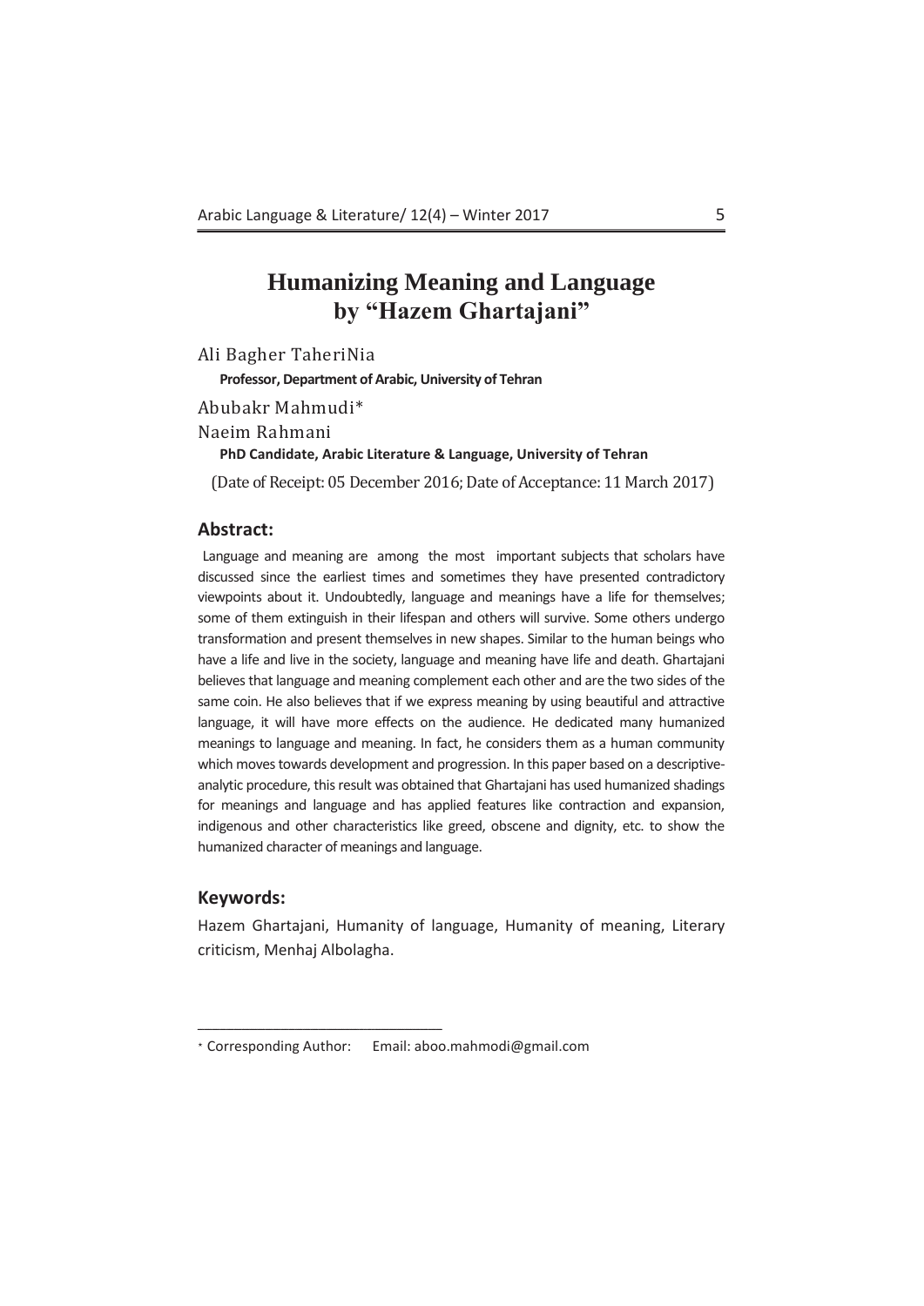# Humanizing Meaning and Language by "Hazem Ghartajani"

Ali Bagher TaheriNia

**Professor, Department of Arabic, University of Tehran**

Abubakr Mahmudi*

Naeim Rahmani

**PhD Candidate, Arabic Literature & Language, University of Tehran**

(Date of Receipt: 05 December 2016; Date of Acceptance: 11 March 2017)

## Abstract:

Language and meaning are among the most important subjects that scholars have discussed since the earliest times and sometimes they have presented contradictory viewpoints about it. Undoubtedly, language and meanings have a life for themselves; some of them extinguish in their lifespan and others will survive. Some others undergo transformation and present themselves in new shapes. Similar to the human beings who have a life and live in the society, language and meaning have life and death. Ghartajani believes that language and meaning complement each other and are the two sides of the same coin. He also believes that if we express meaning by using beautiful and attractive language, it will have more effects on the audience. He dedicated many humanized meanings to language and meaning. In fact, he considers them as a human community which moves towards development and progression. In this paper based on a descriptive-analytic procedure, this result was obtained that Ghartajani has used humanized shadings for meanings and language and has applied features like contraction and expansion, indigenous and other characteristics like greed, obscene and dignity, etc. to show the humanized character of meanings and language.

## Keywords:

Hazem Ghartajani, Humanity of language, Humanity of meaning, Literary criticism, Menhaj Albolagha.

---

* Corresponding Author: Email: aboo.mahmodi@gmail.com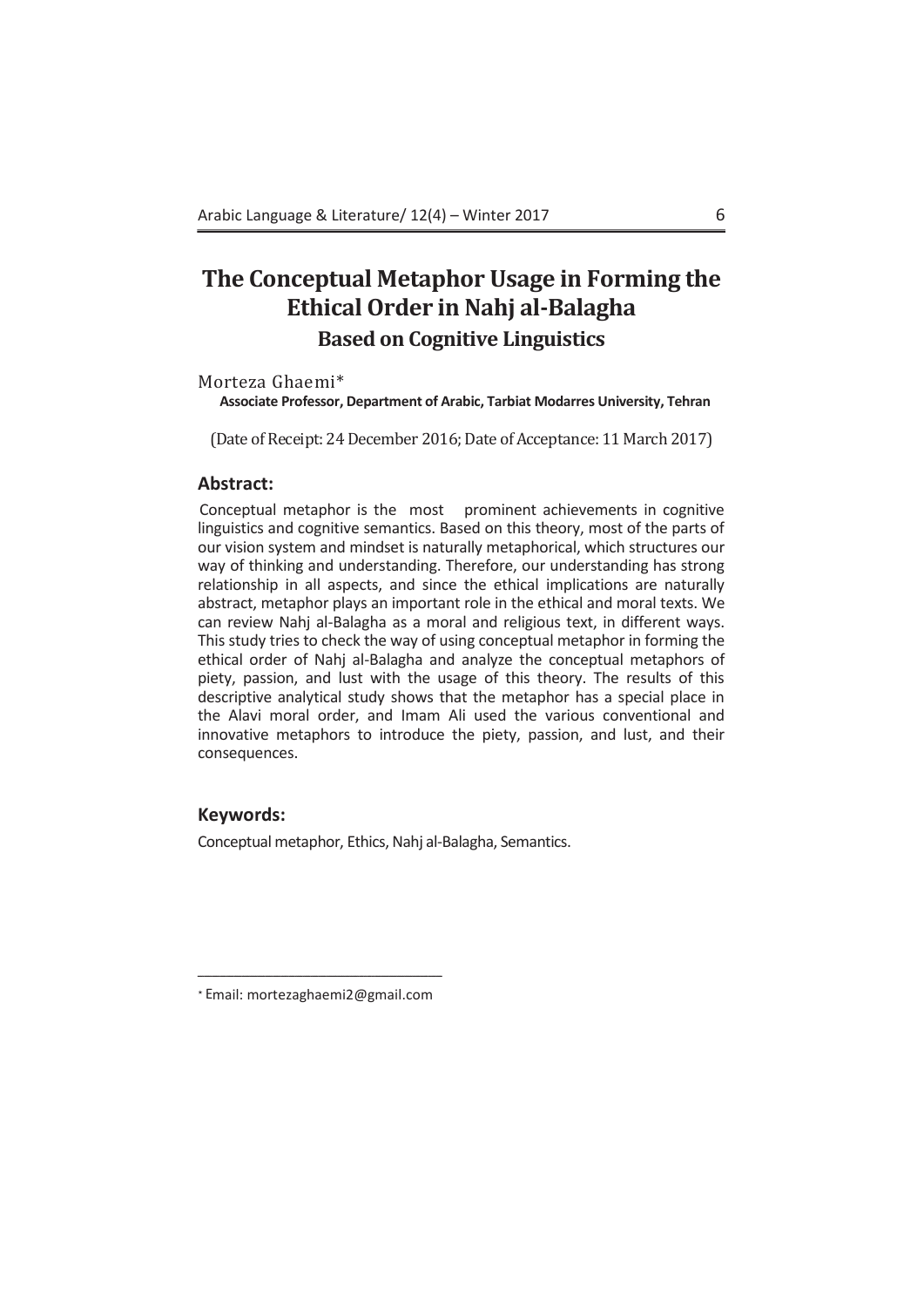# The Conceptual Metaphor Usage in Forming the Ethical Order in Nahj al-Balagha

## Based on Cognitive Linguistics

Morteza Ghaemi*

**Associate Professor, Department of Arabic, Tarbiat Modarres University, Tehran**

(Date of Receipt: 24 December 2016; Date of Acceptance: 11 March 2017)

### Abstract:

Conceptual metaphor is the most prominent achievements in cognitive linguistics and cognitive semantics. Based on this theory, most of the parts of our vision system and mindset is naturally metaphorical, which structures our way of thinking and understanding. Therefore, our understanding has strong relationship in all aspects, and since the ethical implications are naturally abstract, metaphor plays an important role in the ethical and moral texts. We can review Nahj al-Balagha as a moral and religious text, in different ways. This study tries to check the way of using conceptual metaphor in forming the ethical order of Nahj al-Balagha and analyze the conceptual metaphors of piety, passion, and lust with the usage of this theory. The results of this descriptive analytical study shows that the metaphor has a special place in the Alavi moral order, and Imam Ali used the various conventional and innovative metaphors to introduce the piety, passion, and lust, and their consequences.

### Keywords:

Conceptual metaphor, Ethics, Nahj al-Balagha, Semantics.

---

* Email: mortezaghaemi2@gmail.com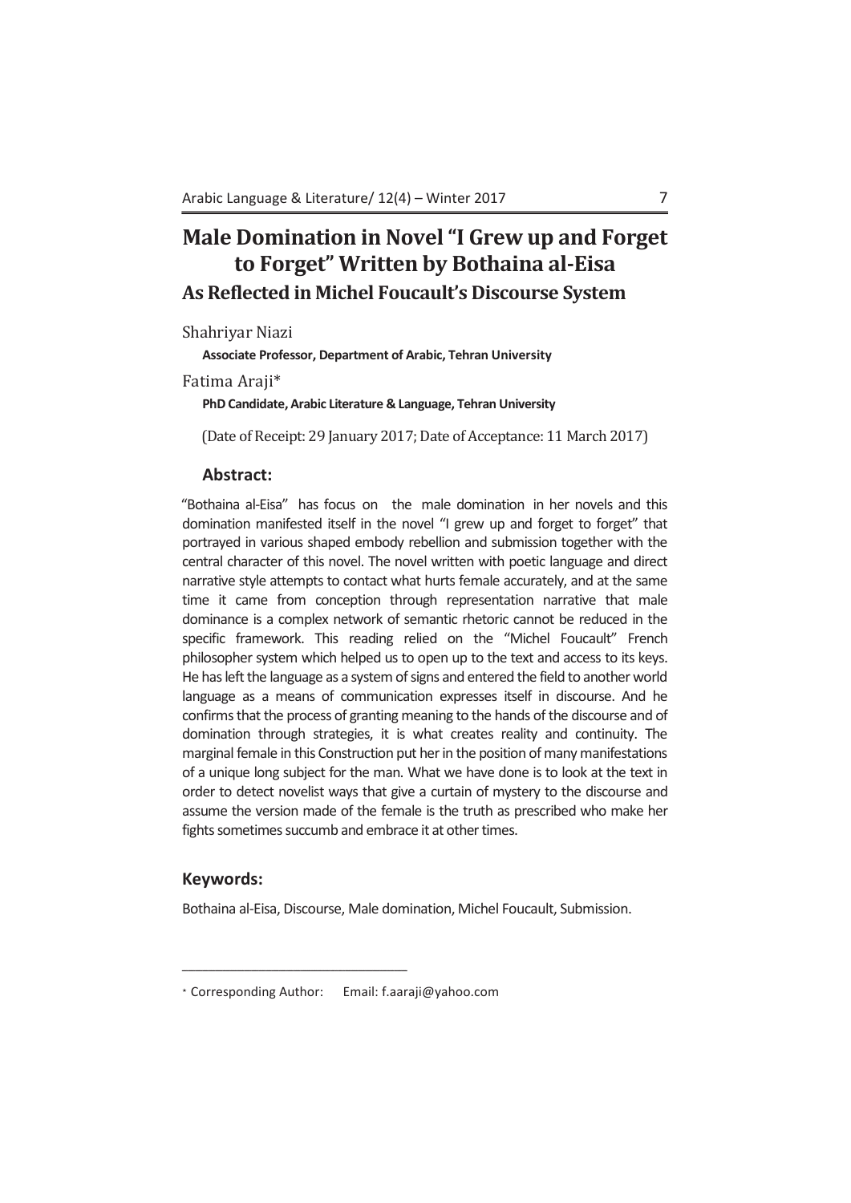# Male Domination in Novel "I Grew up and Forget to Forget" Written by Bothaina al-Eisa

## As Reflected in Michel Foucault's Discourse System

Shahriyar Niazi

**Associate Professor, Department of Arabic, Tehran University**

Fatima Araji*

**PhD Candidate, Arabic Literature & Language, Tehran University**

(Date of Receipt: 29 January 2017; Date of Acceptance: 11 March 2017)

### Abstract:

"Bothaina al-Eisa" has focus on the male domination in her novels and this domination manifested itself in the novel "I grew up and forget to forget" that portrayed in various shaped embody rebellion and submission together with the central character of this novel. The novel written with poetic language and direct narrative style attempts to contact what hurts female accurately, and at the same time it came from conception through representation narrative that male dominance is a complex network of semantic rhetoric cannot be reduced in the specific framework. This reading relied on the "Michel Foucault" French philosopher system which helped us to open up to the text and access to its keys. He has left the language as a system of signs and entered the field to another world language as a means of communication expresses itself in discourse. And he confirms that the process of granting meaning to the hands of the discourse and of domination through strategies, it is what creates reality and continuity. The marginal female in this Construction put her in the position of many manifestations of a unique long subject for the man. What we have done is to look at the text in order to detect novelist ways that give a curtain of mystery to the discourse and assume the version made of the female is the truth as prescribed who make her fights sometimes succumb and embrace it at other times.

### Keywords:

Bothaina al-Eisa, Discourse, Male domination, Michel Foucault, Submission.

---

* Corresponding Author: Email: f.aaraji@yahoo.com